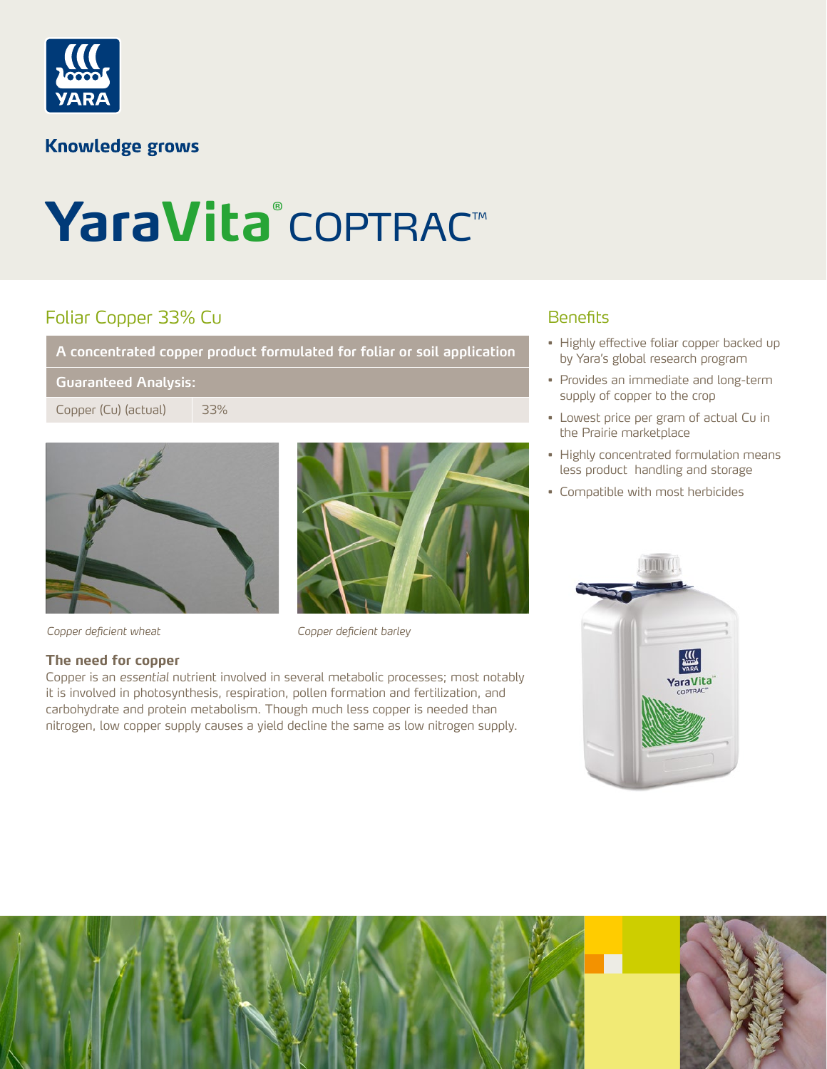YARA

**Knowledge grows**

# YaraVita® COPTRAC™

## Foliar Copper 33% Cu

| A concentrated copper product formulated for foliar or soil application | |
|---|---|
| **Guaranteed Analysis:** | |
| Copper (Cu) (actual) | 33% |

*Copper deficient wheat*

*Copper deficient barley*

### The need for copper

Copper is an *essential* nutrient involved in several metabolic processes; most notably it is involved in photosynthesis, respiration, pollen formation and fertilization, and carbohydrate and protein metabolism. Though much less copper is needed than nitrogen, low copper supply causes a yield decline the same as low nitrogen supply.

## Benefits

- Highly effective foliar copper backed up by Yara's global research program
- Provides an immediate and long-term supply of copper to the crop
- Lowest price per gram of actual Cu in the Prairie marketplace
- Highly concentrated formulation means less product handling and storage
- Compatible with most herbicides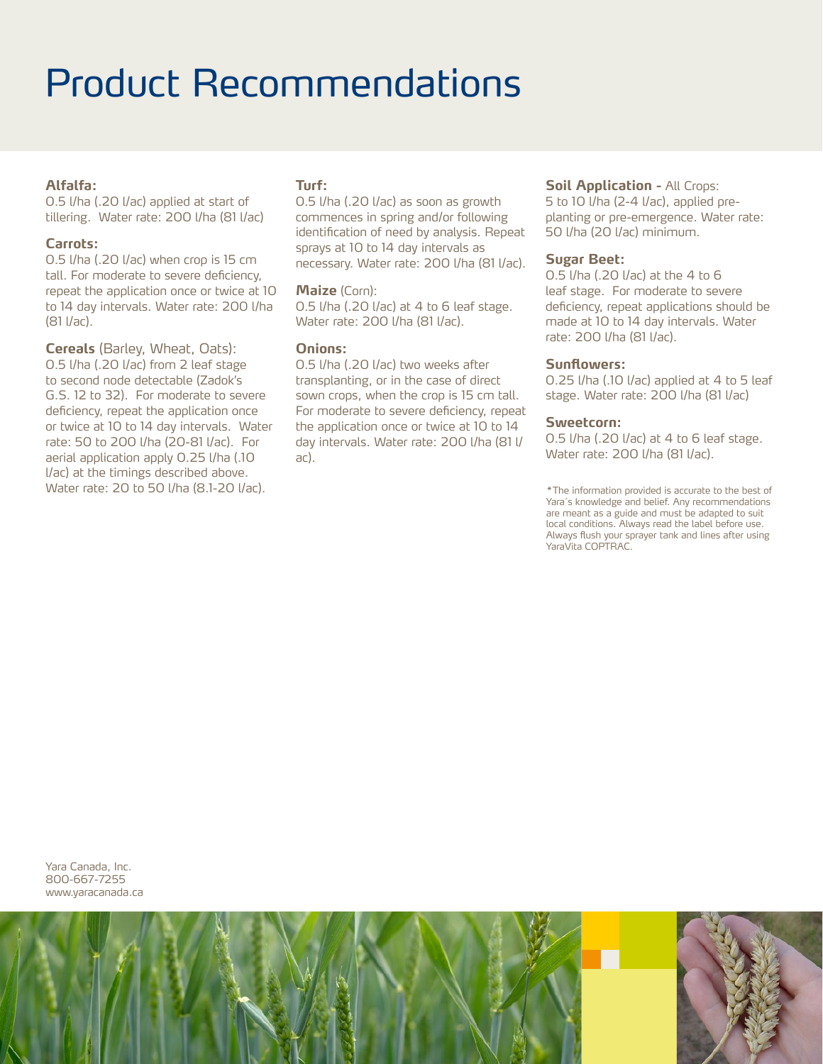# Product Recommendations

**Alfalfa:**
0.5 l/ha (.20 l/ac) applied at start of tillering. Water rate: 200 l/ha (81 l/ac)

**Carrots:**
0.5 l/ha (.20 l/ac) when crop is 15 cm tall. For moderate to severe deficiency, repeat the application once or twice at 10 to 14 day intervals. Water rate: 200 l/ha (81 l/ac).

**Cereals** (Barley, Wheat, Oats):
0.5 l/ha (.20 l/ac) from 2 leaf stage to second node detectable (Zadok's G.S. 12 to 32). For moderate to severe deficiency, repeat the application once or twice at 10 to 14 day intervals. Water rate: 50 to 200 l/ha (20-81 l/ac). For aerial application apply 0.25 l/ha (.10 l/ac) at the timings described above. Water rate: 20 to 50 l/ha (8.1-20 l/ac).

**Turf:**
0.5 l/ha (.20 l/ac) as soon as growth commences in spring and/or following identification of need by analysis. Repeat sprays at 10 to 14 day intervals as necessary. Water rate: 200 l/ha (81 l/ac).

**Maize** (Corn):
0.5 l/ha (.20 l/ac) at 4 to 6 leaf stage. Water rate: 200 l/ha (81 l/ac).

**Onions:**
0.5 l/ha (.20 l/ac) two weeks after transplanting, or in the case of direct sown crops, when the crop is 15 cm tall. For moderate to severe deficiency, repeat the application once or twice at 10 to 14 day intervals. Water rate: 200 l/ha (81 l/ac).

**Soil Application -** All Crops:
5 to 10 l/ha (2-4 l/ac), applied pre-planting or pre-emergence. Water rate: 50 l/ha (20 l/ac) minimum.

**Sugar Beet:**
0.5 l/ha (.20 l/ac) at the 4 to 6 leaf stage. For moderate to severe deficiency, repeat applications should be made at 10 to 14 day intervals. Water rate: 200 l/ha (81 l/ac).

**Sunflowers:**
0.25 l/ha (.10 l/ac) applied at 4 to 5 leaf stage. Water rate: 200 l/ha (81 l/ac)

**Sweetcorn:**
0.5 l/ha (.20 l/ac) at 4 to 6 leaf stage. Water rate: 200 l/ha (81 l/ac).

*The information provided is accurate to the best of Yara´s knowledge and belief. Any recommendations are meant as a guide and must be adapted to suit local conditions. Always read the label before use. Always flush your sprayer tank and lines after using YaraVita COPTRAC.

Yara Canada, Inc.
800-667-7255
www.yaracanada.ca